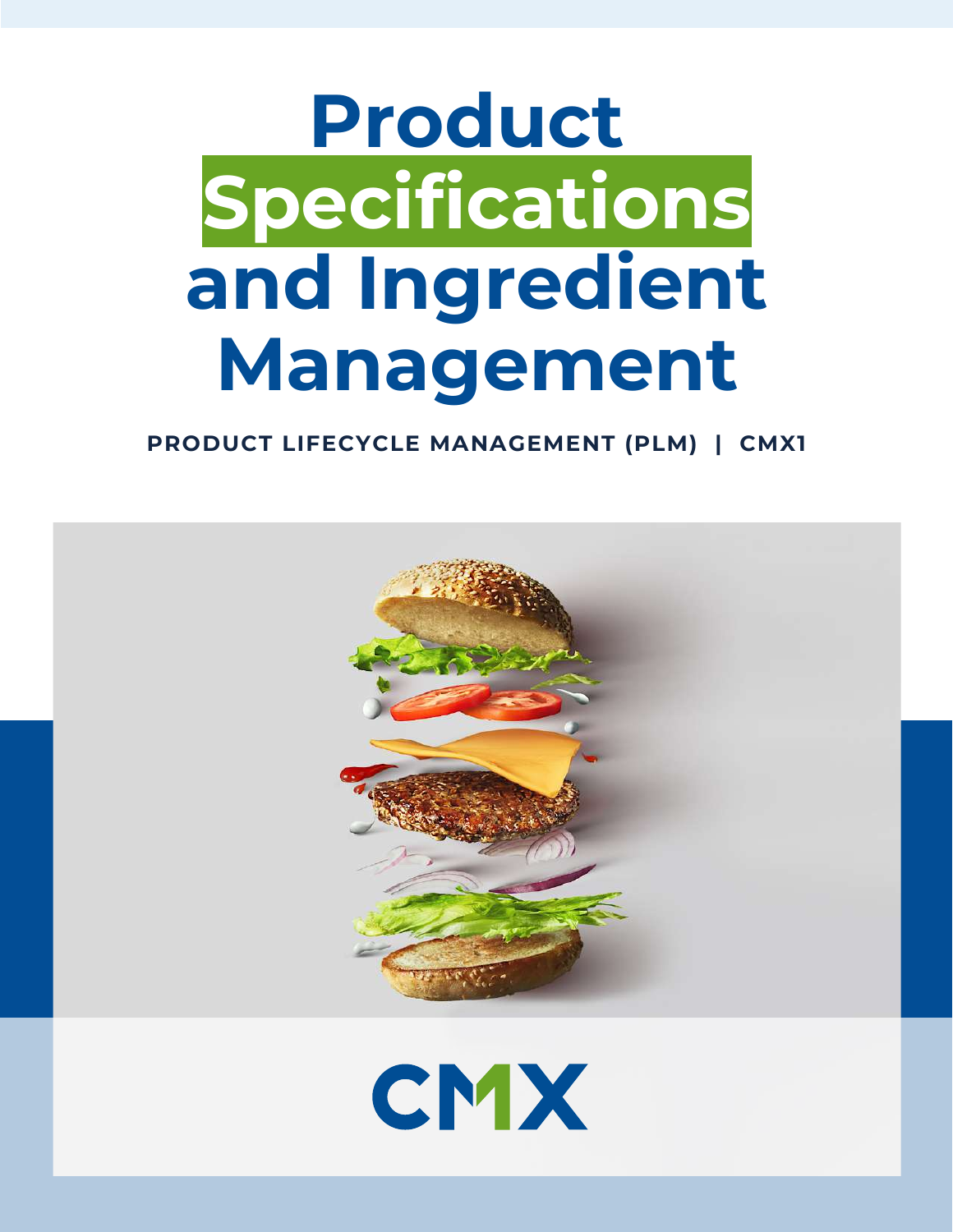# Product Specifications and Ingredient Management

**PRODUCT LIFECYCLE MANAGEMENT (PLM) | CMX1**

CMX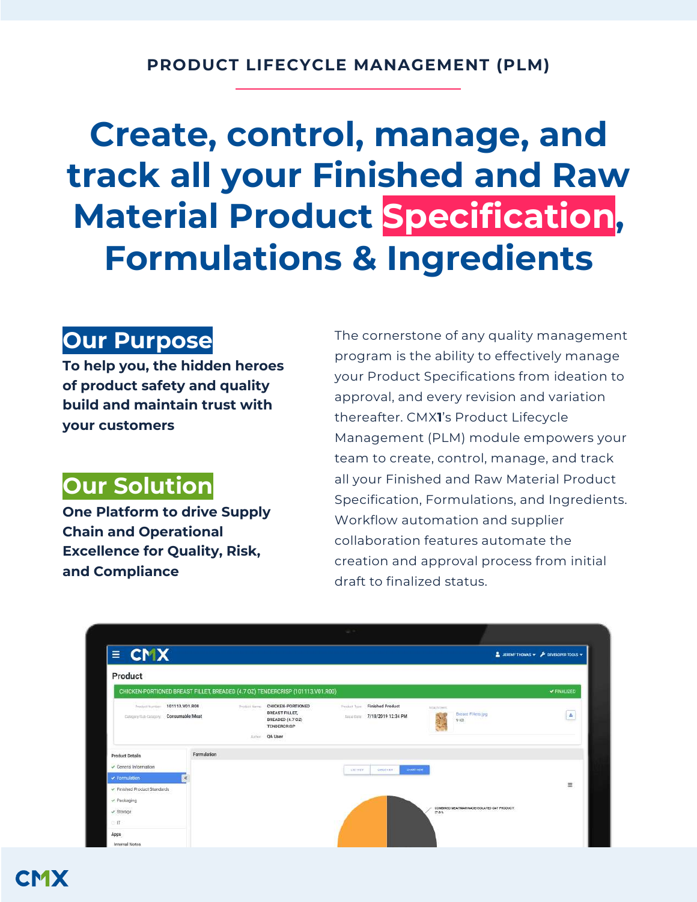PRODUCT LIFECYCLE MANAGEMENT (PLM)

# Create, control, manage, and track all your Finished and Raw Material Product Specification, Formulations & Ingredients

## Our Purpose

**To help you, the hidden heroes of product safety and quality build and maintain trust with your customers**

## Our Solution

**One Platform to drive Supply Chain and Operational Excellence for Quality, Risk, and Compliance**

The cornerstone of any quality management program is the ability to effectively manage your Product Specifications from ideation to approval, and every revision and variation thereafter. CMX1's Product Lifecycle Management (PLM) module empowers your team to create, control, manage, and track all your Finished and Raw Material Product Specification, Formulations, and Ingredients. Workflow automation and supplier collaboration features automate the creation and approval process from initial draft to finalized status.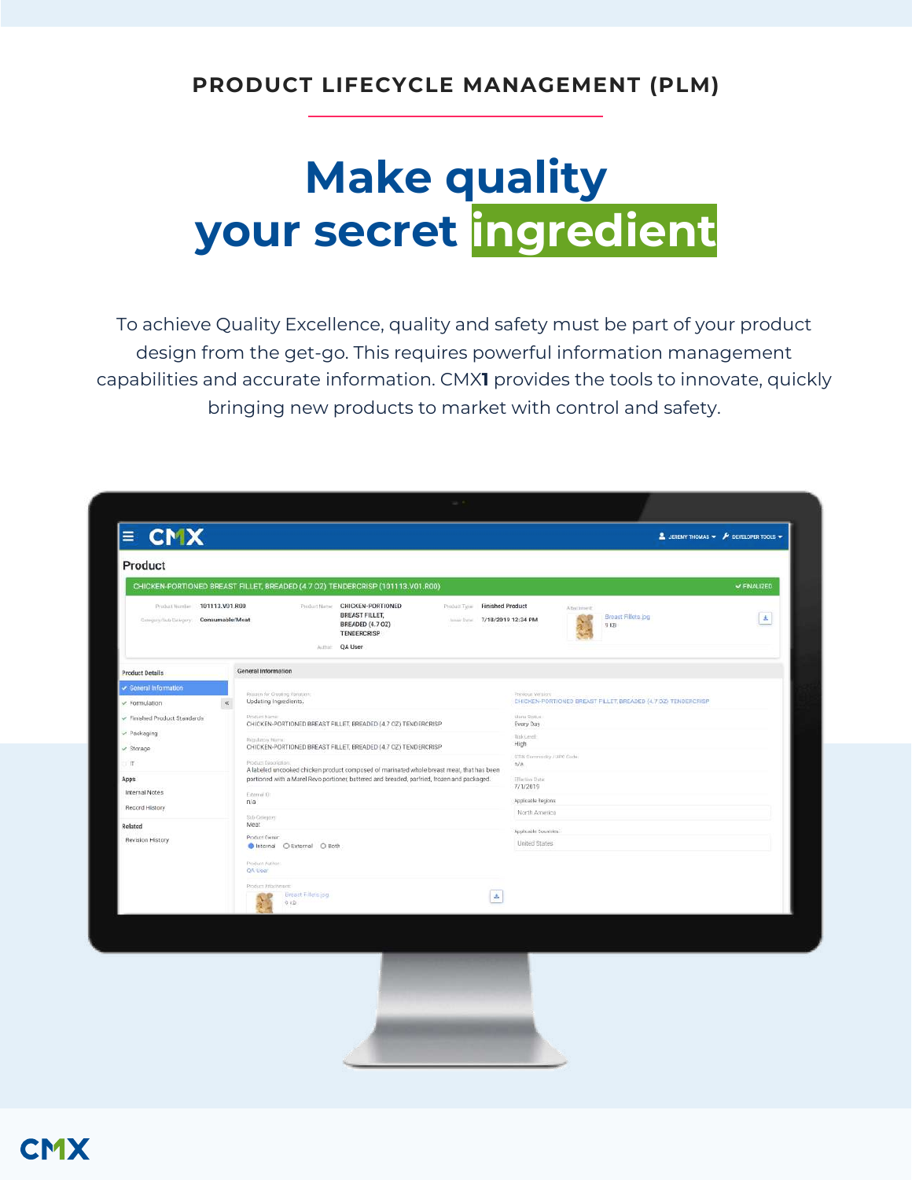PRODUCT LIFECYCLE MANAGEMENT (PLM)

# Make quality your secret ingredient

To achieve Quality Excellence, quality and safety must be part of your product design from the get-go. This requires powerful information management capabilities and accurate information. CMX**1** provides the tools to innovate, quickly bringing new products to market with control and safety.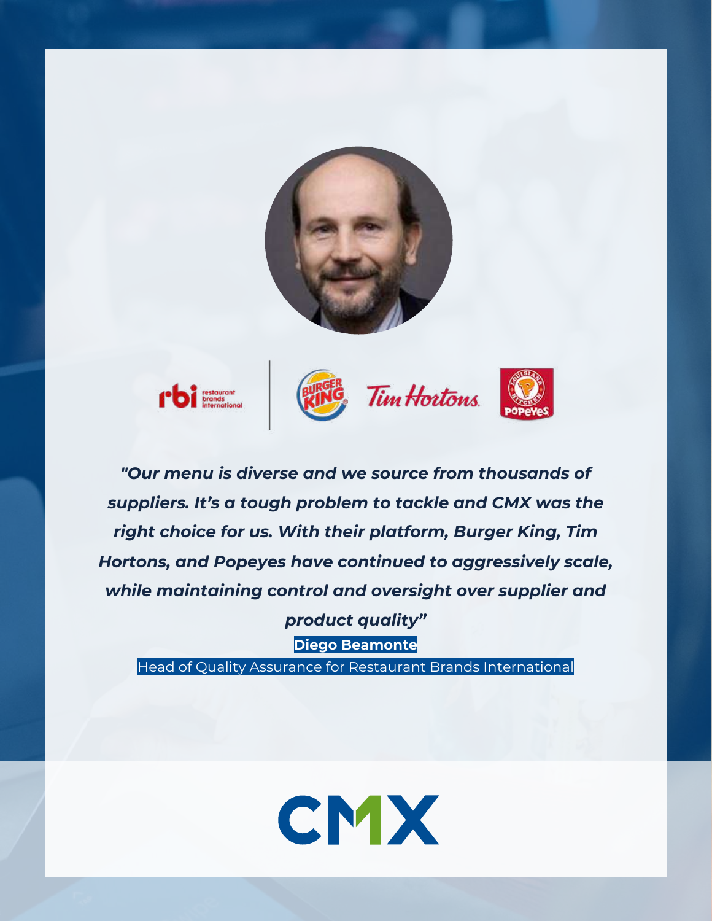*"Our menu is diverse and we source from thousands of suppliers. It's a tough problem to tackle and CMX was the right choice for us. With their platform, Burger King, Tim Hortons, and Popeyes have continued to aggressively scale, while maintaining control and oversight over supplier and product quality"*

**Diego Beamonte**

Head of Quality Assurance for Restaurant Brands International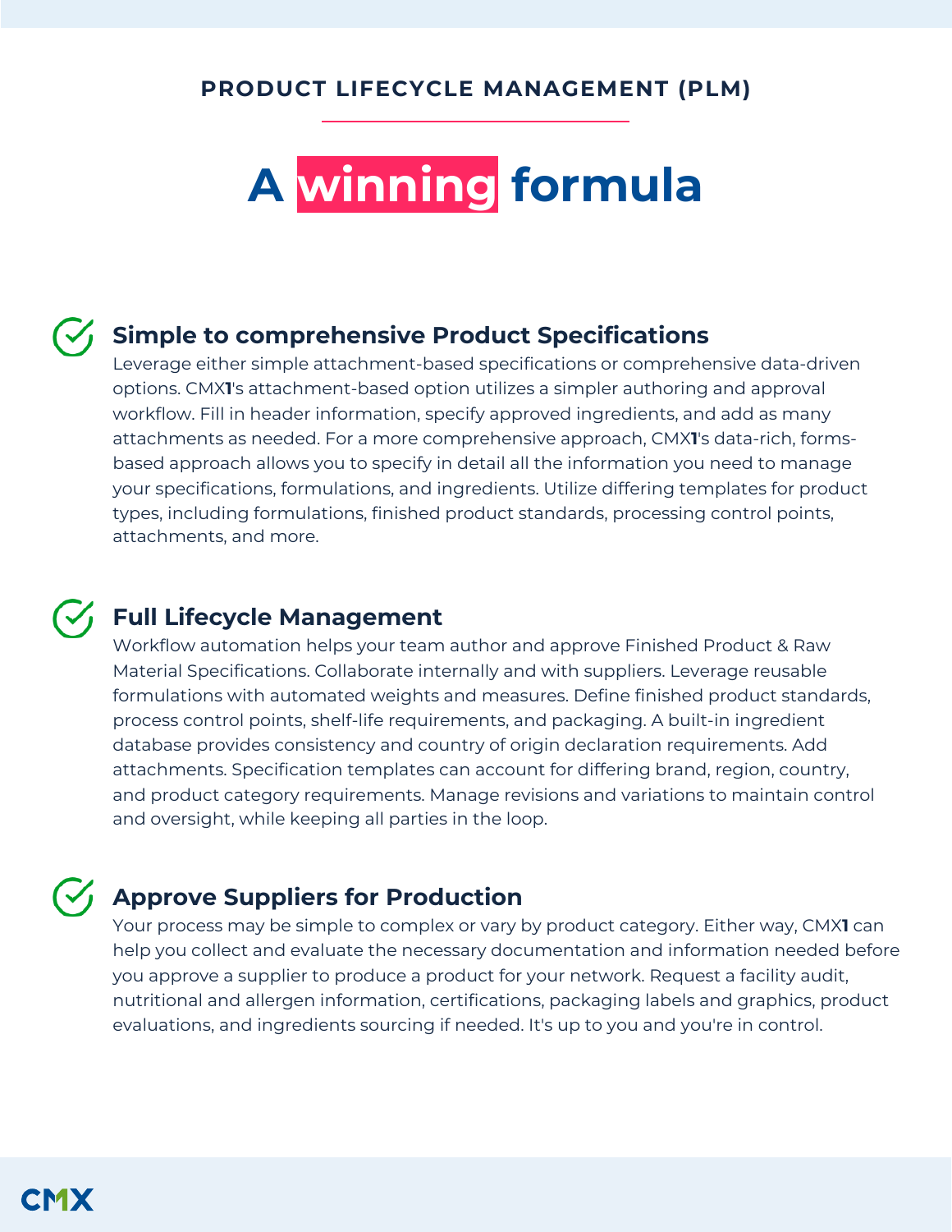PRODUCT LIFECYCLE MANAGEMENT (PLM)

# A winning formula

### Simple to comprehensive Product Specifications

Leverage either simple attachment-based specifications or comprehensive data-driven options. CMX**1**'s attachment-based option utilizes a simpler authoring and approval workflow. Fill in header information, specify approved ingredients, and add as many attachments as needed. For a more comprehensive approach, CMX**1**'s data-rich, forms-based approach allows you to specify in detail all the information you need to manage your specifications, formulations, and ingredients. Utilize differing templates for product types, including formulations, finished product standards, processing control points, attachments, and more.

### Full Lifecycle Management

Workflow automation helps your team author and approve Finished Product & Raw Material Specifications. Collaborate internally and with suppliers. Leverage reusable formulations with automated weights and measures. Define finished product standards, process control points, shelf-life requirements, and packaging. A built-in ingredient database provides consistency and country of origin declaration requirements. Add attachments. Specification templates can account for differing brand, region, country, and product category requirements. Manage revisions and variations to maintain control and oversight, while keeping all parties in the loop.

### Approve Suppliers for Production

Your process may be simple to complex or vary by product category. Either way, CMX**1** can help you collect and evaluate the necessary documentation and information needed before you approve a supplier to produce a product for your network. Request a facility audit, nutritional and allergen information, certifications, packaging labels and graphics, product evaluations, and ingredients sourcing if needed. It's up to you and you're in control.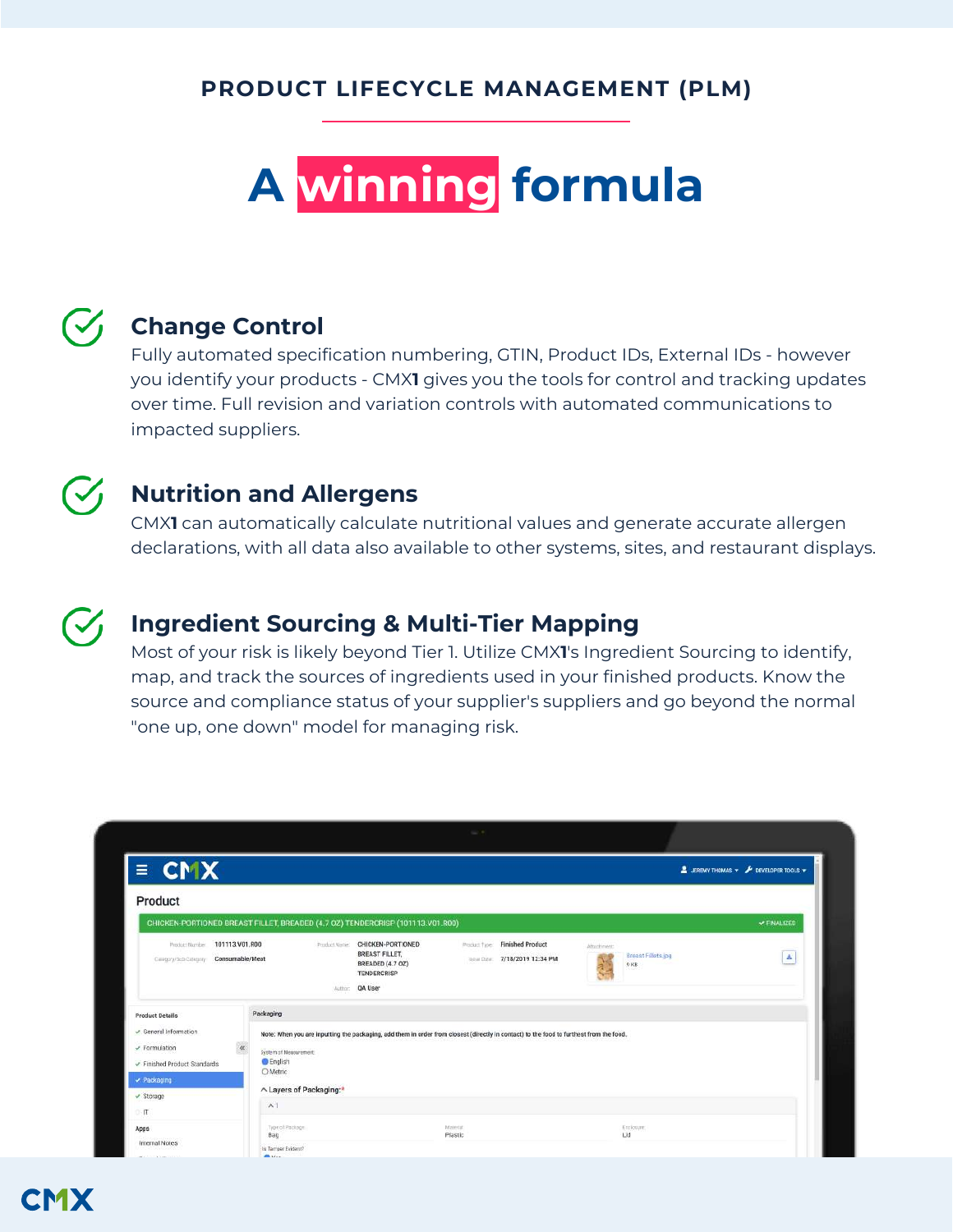PRODUCT LIFECYCLE MANAGEMENT (PLM)

# A winning formula

## Change Control

Fully automated specification numbering, GTIN, Product IDs, External IDs - however you identify your products - CMX**1** gives you the tools for control and tracking updates over time. Full revision and variation controls with automated communications to impacted suppliers.

## Nutrition and Allergens

CMX**1** can automatically calculate nutritional values and generate accurate allergen declarations, with all data also available to other systems, sites, and restaurant displays.

## Ingredient Sourcing & Multi-Tier Mapping

Most of your risk is likely beyond Tier 1. Utilize CMX**1**'s Ingredient Sourcing to identify, map, and track the sources of ingredients used in your finished products. Know the source and compliance status of your supplier's suppliers and go beyond the normal "one up, one down" model for managing risk.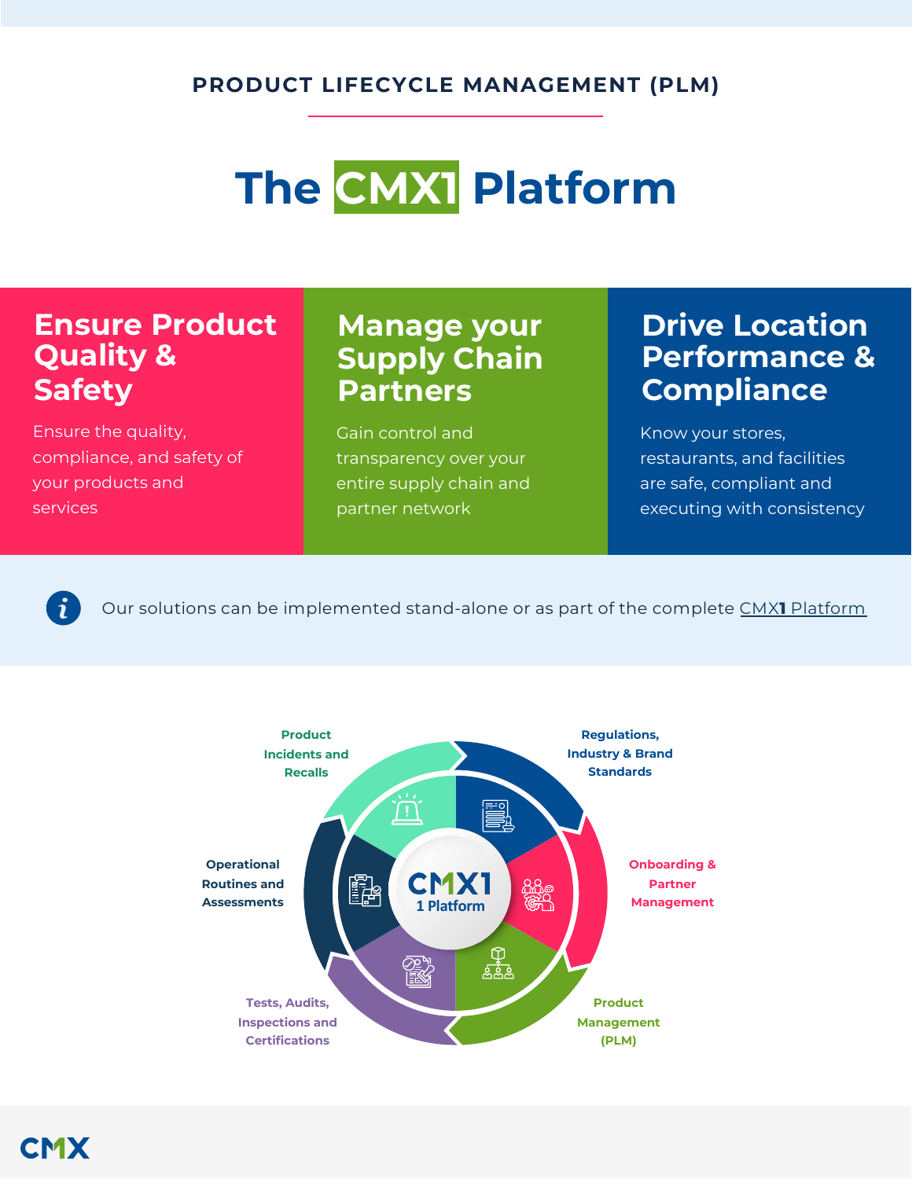PRODUCT LIFECYCLE MANAGEMENT (PLM)

# The CMX1 Platform

## Ensure Product Quality & Safety

Ensure the quality, compliance, and safety of your products and services

## Manage your Supply Chain Partners

Gain control and transparency over your entire supply chain and partner network

## Drive Location Performance & Compliance

Know your stores, restaurants, and facilities are safe, compliant and executing with consistency

Our solutions can be implemented stand-alone or as part of the complete CMX1 Platform

CMX1 1 Platform

- Product Incidents and Recalls
- Regulations, Industry & Brand Standards
- Onboarding & Partner Management
- Product Management (PLM)
- Tests, Audits, Inspections and Certifications
- Operational Routines and Assessments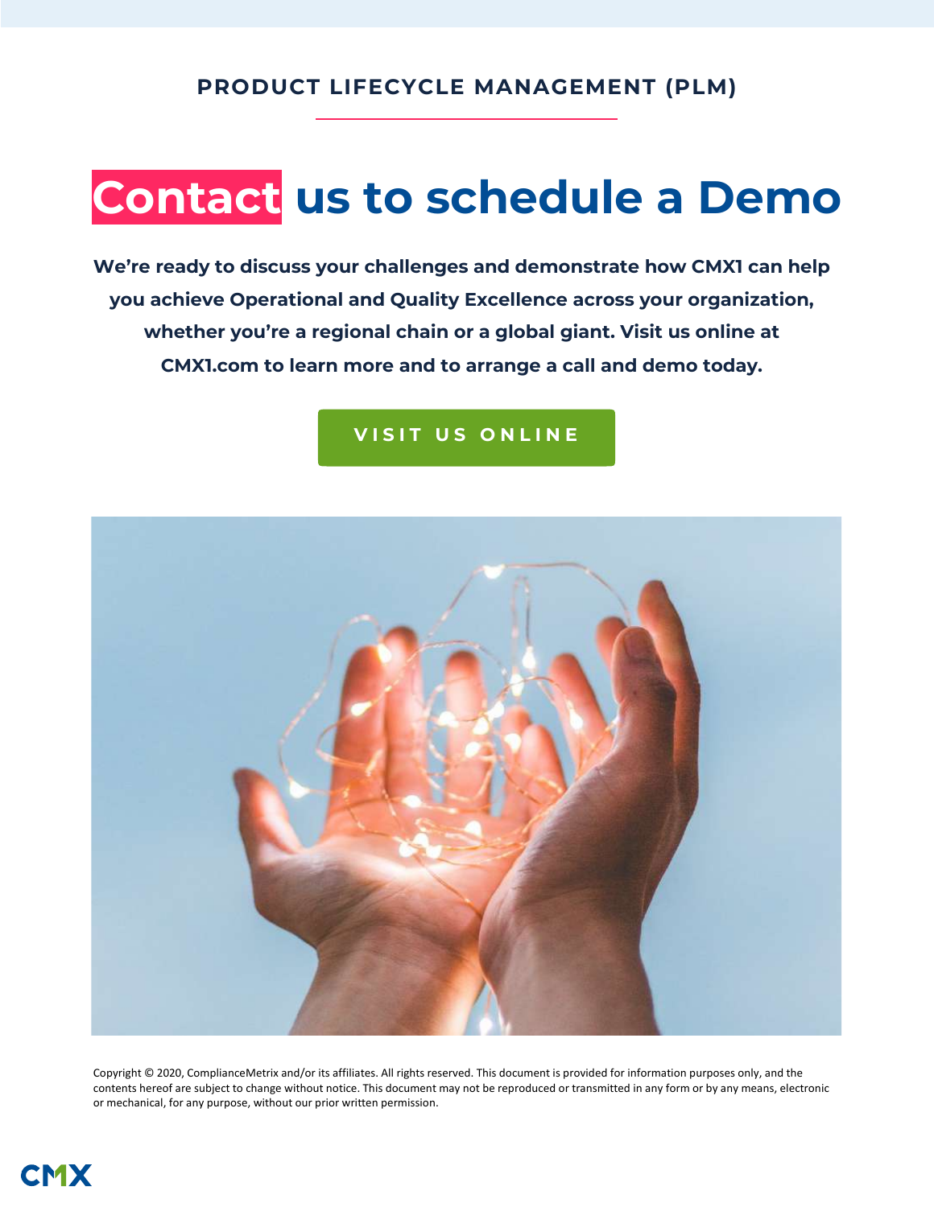PRODUCT LIFECYCLE MANAGEMENT (PLM)

# Contact us to schedule a Demo

**We're ready to discuss your challenges and demonstrate how CMX1 can help you achieve Operational and Quality Excellence across your organization, whether you're a regional chain or a global giant. Visit us online at CMX1.com to learn more and to arrange a call and demo today.**

VISIT US ONLINE

Copyright © 2020, ComplianceMetrix and/or its affiliates. All rights reserved. This document is provided for information purposes only, and the contents hereof are subject to change without notice. This document may not be reproduced or transmitted in any form or by any means, electronic or mechanical, for any purpose, without our prior written permission.